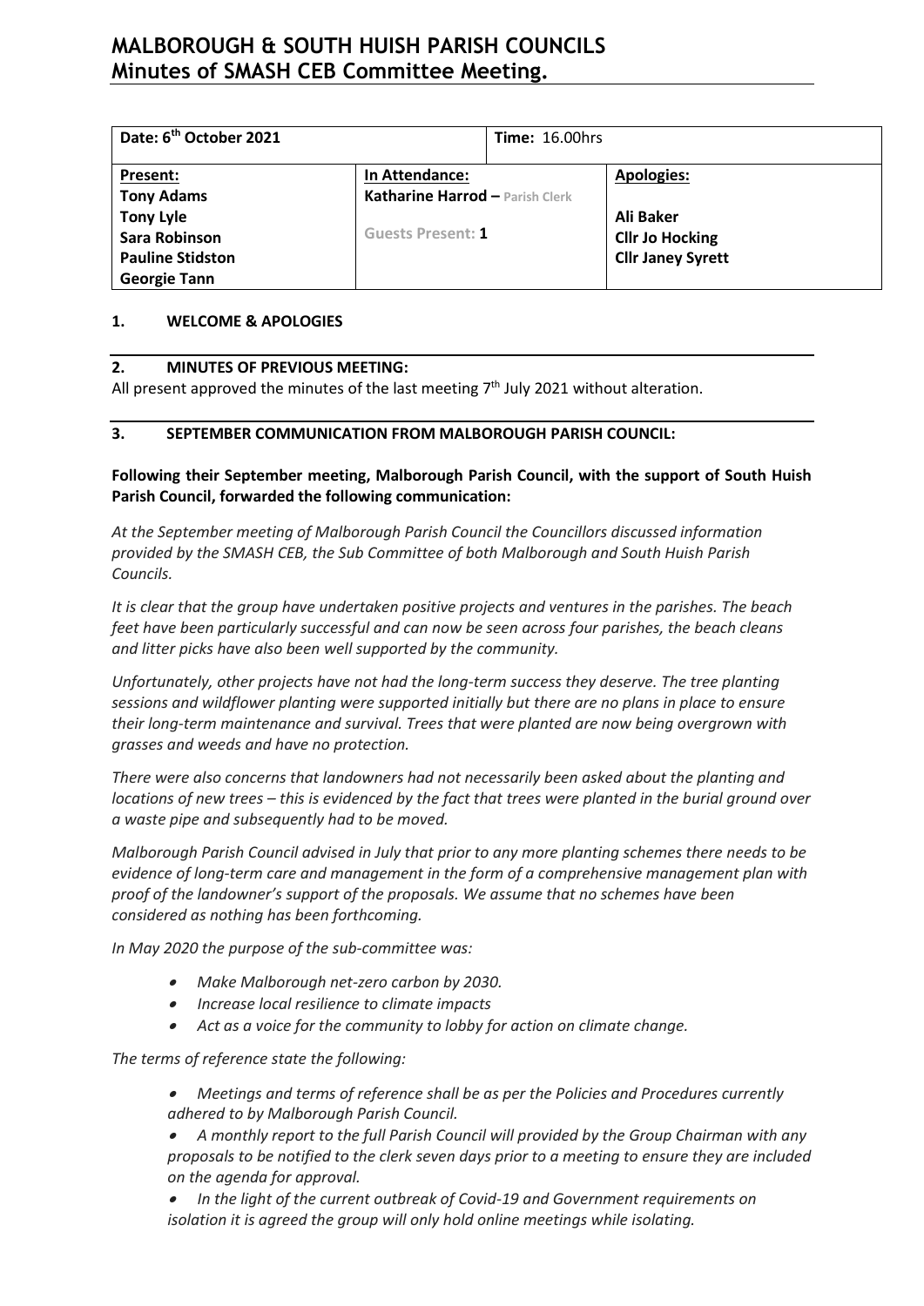# MALBOROUGH & SOUTH HUISH PARISH COUNCILS
# Minutes of SMASH CEB Committee Meeting.

| Date: 6th October 2021 | | Time: 16.00hrs | |
|---|---|---|---|
| **Present:** | **In Attendance:** | | **Apologies:** |
| **Tony Adams** | **Katharine Harrod –** Parish Clerk | | |
| **Tony Lyle** | | | **Ali Baker** |
| **Sara Robinson** | Guests Present: **1** | | **Cllr Jo Hocking** |
| **Pauline Stidston** | | | **Cllr Janey Syrett** |
| **Georgie Tann** | | | |

### 1. WELCOME & APOLOGIES

### 2. MINUTES OF PREVIOUS MEETING:

All present approved the minutes of the last meeting 7th July 2021 without alteration.

### 3. SEPTEMBER COMMUNICATION FROM MALBOROUGH PARISH COUNCIL:

**Following their September meeting, Malborough Parish Council, with the support of South Huish Parish Council, forwarded the following communication:**

*At the September meeting of Malborough Parish Council the Councillors discussed information provided by the SMASH CEB, the Sub Committee of both Malborough and South Huish Parish Councils.*

*It is clear that the group have undertaken positive projects and ventures in the parishes. The beach feet have been particularly successful and can now be seen across four parishes, the beach cleans and litter picks have also been well supported by the community.*

*Unfortunately, other projects have not had the long-term success they deserve. The tree planting sessions and wildflower planting were supported initially but there are no plans in place to ensure their long-term maintenance and survival. Trees that were planted are now being overgrown with grasses and weeds and have no protection.*

*There were also concerns that landowners had not necessarily been asked about the planting and locations of new trees – this is evidenced by the fact that trees were planted in the burial ground over a waste pipe and subsequently had to be moved.*

*Malborough Parish Council advised in July that prior to any more planting schemes there needs to be evidence of long-term care and management in the form of a comprehensive management plan with proof of the landowner's support of the proposals. We assume that no schemes have been considered as nothing has been forthcoming.*

*In May 2020 the purpose of the sub-committee was:*

- *Make Malborough net-zero carbon by 2030.*
- *Increase local resilience to climate impacts*
- *Act as a voice for the community to lobby for action on climate change.*

*The terms of reference state the following:*

- *Meetings and terms of reference shall be as per the Policies and Procedures currently adhered to by Malborough Parish Council.*
- *A monthly report to the full Parish Council will provided by the Group Chairman with any proposals to be notified to the clerk seven days prior to a meeting to ensure they are included on the agenda for approval.*
- *In the light of the current outbreak of Covid-19 and Government requirements on isolation it is agreed the group will only hold online meetings while isolating.*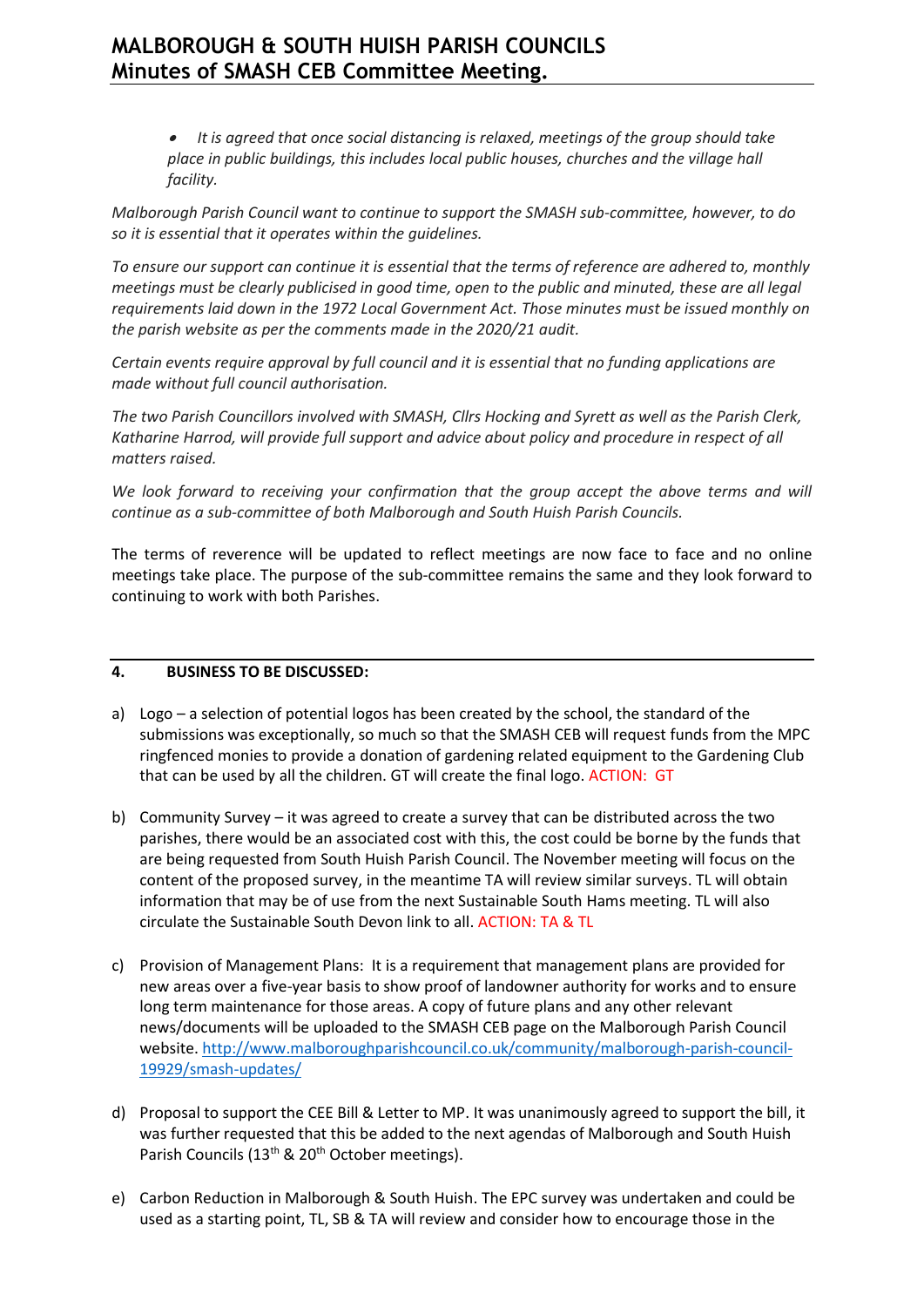- *It is agreed that once social distancing is relaxed, meetings of the group should take place in public buildings, this includes local public houses, churches and the village hall facility.*

*Malborough Parish Council want to continue to support the SMASH sub-committee, however, to do so it is essential that it operates within the guidelines.*

*To ensure our support can continue it is essential that the terms of reference are adhered to, monthly meetings must be clearly publicised in good time, open to the public and minuted, these are all legal requirements laid down in the 1972 Local Government Act. Those minutes must be issued monthly on the parish website as per the comments made in the 2020/21 audit.*

*Certain events require approval by full council and it is essential that no funding applications are made without full council authorisation.*

*The two Parish Councillors involved with SMASH, Cllrs Hocking and Syrett as well as the Parish Clerk, Katharine Harrod, will provide full support and advice about policy and procedure in respect of all matters raised.*

*We look forward to receiving your confirmation that the group accept the above terms and will continue as a sub-committee of both Malborough and South Huish Parish Councils.*

The terms of reverence will be updated to reflect meetings are now face to face and no online meetings take place. The purpose of the sub-committee remains the same and they look forward to continuing to work with both Parishes.

## 4. BUSINESS TO BE DISCUSSED:

a) Logo – a selection of potential logos has been created by the school, the standard of the submissions was exceptionally, so much so that the SMASH CEB will request funds from the MPC ringfenced monies to provide a donation of gardening related equipment to the Gardening Club that can be used by all the children. GT will create the final logo. ACTION: GT

b) Community Survey – it was agreed to create a survey that can be distributed across the two parishes, there would be an associated cost with this, the cost could be borne by the funds that are being requested from South Huish Parish Council. The November meeting will focus on the content of the proposed survey, in the meantime TA will review similar surveys. TL will obtain information that may be of use from the next Sustainable South Hams meeting. TL will also circulate the Sustainable South Devon link to all. ACTION: TA & TL

c) Provision of Management Plans: It is a requirement that management plans are provided for new areas over a five-year basis to show proof of landowner authority for works and to ensure long term maintenance for those areas. A copy of future plans and any other relevant news/documents will be uploaded to the SMASH CEB page on the Malborough Parish Council website. http://www.malboroughparishcouncil.co.uk/community/malborough-parish-council-19929/smash-updates/

d) Proposal to support the CEE Bill & Letter to MP. It was unanimously agreed to support the bill, it was further requested that this be added to the next agendas of Malborough and South Huish Parish Councils (13th & 20th October meetings).

e) Carbon Reduction in Malborough & South Huish. The EPC survey was undertaken and could be used as a starting point, TL, SB & TA will review and consider how to encourage those in the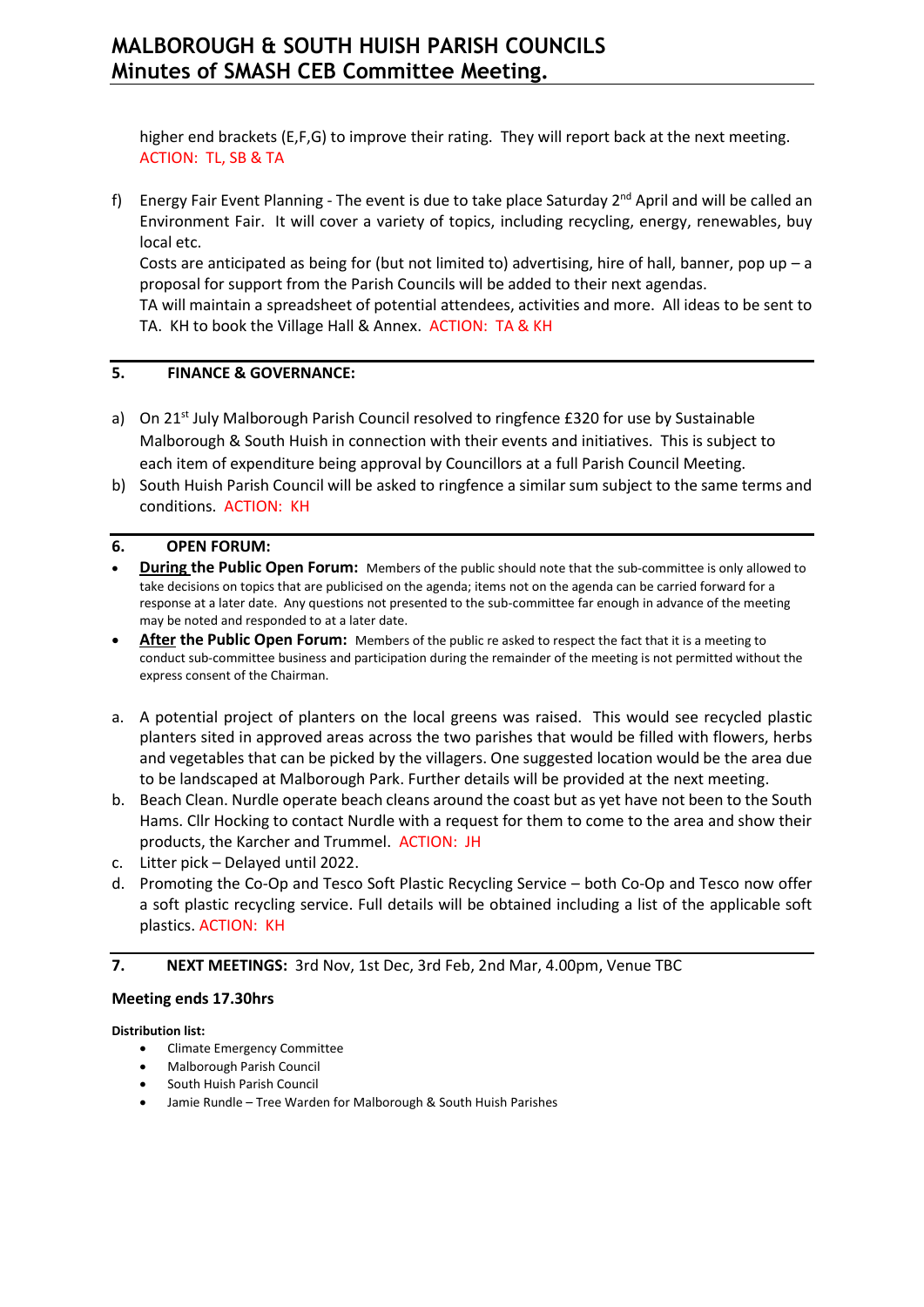higher end brackets (E,F,G) to improve their rating. They will report back at the next meeting. ACTION: TL, SB & TA

f) Energy Fair Event Planning - The event is due to take place Saturday 2nd April and will be called an Environment Fair. It will cover a variety of topics, including recycling, energy, renewables, buy local etc.
Costs are anticipated as being for (but not limited to) advertising, hire of hall, banner, pop up – a proposal for support from the Parish Councils will be added to their next agendas.
TA will maintain a spreadsheet of potential attendees, activities and more. All ideas to be sent to TA. KH to book the Village Hall & Annex. ACTION: TA & KH

## 5. FINANCE & GOVERNANCE:

a) On 21st July Malborough Parish Council resolved to ringfence £320 for use by Sustainable Malborough & South Huish in connection with their events and initiatives. This is subject to each item of expenditure being approval by Councillors at a full Parish Council Meeting.
b) South Huish Parish Council will be asked to ringfence a similar sum subject to the same terms and conditions. ACTION: KH

## 6. OPEN FORUM:

- **During the Public Open Forum:** Members of the public should note that the sub-committee is only allowed to take decisions on topics that are publicised on the agenda; items not on the agenda can be carried forward for a response at a later date. Any questions not presented to the sub-committee far enough in advance of the meeting may be noted and responded to at a later date.
- **After the Public Open Forum:** Members of the public re asked to respect the fact that it is a meeting to conduct sub-committee business and participation during the remainder of the meeting is not permitted without the express consent of the Chairman.

a. A potential project of planters on the local greens was raised. This would see recycled plastic planters sited in approved areas across the two parishes that would be filled with flowers, herbs and vegetables that can be picked by the villagers. One suggested location would be the area due to be landscaped at Malborough Park. Further details will be provided at the next meeting.
b. Beach Clean. Nurdle operate beach cleans around the coast but as yet have not been to the South Hams. Cllr Hocking to contact Nurdle with a request for them to come to the area and show their products, the Karcher and Trummel. ACTION: JH
c. Litter pick – Delayed until 2022.
d. Promoting the Co-Op and Tesco Soft Plastic Recycling Service – both Co-Op and Tesco now offer a soft plastic recycling service. Full details will be obtained including a list of the applicable soft plastics. ACTION: KH

## 7. NEXT MEETINGS: 3rd Nov, 1st Dec, 3rd Feb, 2nd Mar, 4.00pm, Venue TBC

**Meeting ends 17.30hrs**

**Distribution list:**

- Climate Emergency Committee
- Malborough Parish Council
- South Huish Parish Council
- Jamie Rundle – Tree Warden for Malborough & South Huish Parishes